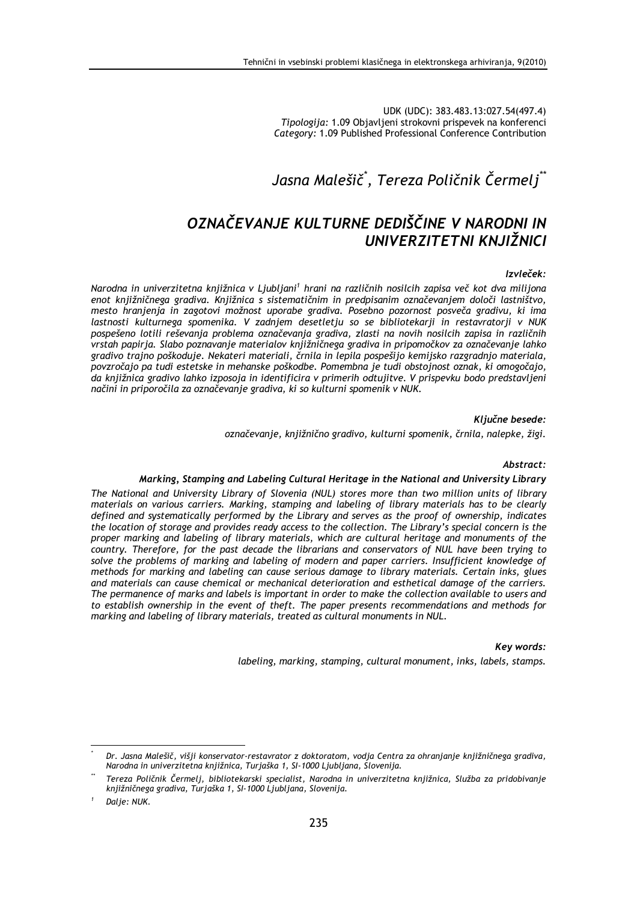UDK (UDC): 383.483.13:027.54(497.4)
*Tipologija:* 1.09 Objavljeni strokovni prispevek na konferenci
*Category:* 1.09 Published Professional Conference Contribution

*Jasna Malešič*[*], *Tereza Poličnik Čermelj*[**]

# *OZNAČEVANJE KULTURNE DEDIŠČINE V NARODNI IN UNIVERZITETNI KNJIŽNICI*

***Izvleček:***

*Narodna in univerzitetna knjižnica v Ljubljani*[1] *hrani na različnih nosilcih zapisa več kot dva milijona enot knjižničnega gradiva. Knjižnica s sistematičnim in predpisanim označevanjem določi lastništvo, mesto hranjenja in zagotovi možnost uporabe gradiva. Posebno pozornost posveča gradivu, ki ima lastnosti kulturnega spomenika. V zadnjem desetletju so se bibliotekarji in restavratorji v NUK pospešeno lotili reševanja problema označevanja gradiva, zlasti na novih nosilcih zapisa in različnih vrstah papirja. Slabo poznavanje materialov knjižničnega gradiva in pripomočkov za označevanje lahko gradivo trajno poškoduje. Nekateri materiali, črnila in lepila pospešijo kemijsko razgradnjo materiala, povzročajo pa tudi estetske in mehanske poškodbe. Pomembna je tudi obstojnost oznak, ki omogočajo, da knjižnica gradivo lahko izposoja in identificira v primerih odtujitve. V prispevku bodo predstavljeni načini in priporočila za označevanje gradiva, ki so kulturni spomenik v NUK.*

***Ključne besede:***

*označevanje, knjižnično gradivo, kulturni spomenik, črnila, nalepke, žigi.*

***Abstract:***

***Marking, Stamping and Labeling Cultural Heritage in the National and University Library***

*The National and University Library of Slovenia (NUL) stores more than two million units of library materials on various carriers. Marking, stamping and labeling of library materials has to be clearly defined and systematically performed by the Library and serves as the proof of ownership, indicates the location of storage and provides ready access to the collection. The Library's special concern is the proper marking and labeling of library materials, which are cultural heritage and monuments of the country. Therefore, for the past decade the librarians and conservators of NUL have been trying to solve the problems of marking and labeling of modern and paper carriers. Insufficient knowledge of methods for marking and labeling can cause serious damage to library materials. Certain inks, glues and materials can cause chemical or mechanical deterioration and esthetical damage of the carriers. The permanence of marks and labels is important in order to make the collection available to users and to establish ownership in the event of theft. The paper presents recommendations and methods for marking and labeling of library materials, treated as cultural monuments in NUL.*

***Key words:***

*labeling, marking, stamping, cultural monument, inks, labels, stamps.*

---

[*] *Dr. Jasna Malešič, višji konservator-restavrator z doktoratom, vodja Centra za ohranjanje knjižničnega gradiva, Narodna in univerzitetna knjižnica, Turjaška 1, SI-1000 Ljubljana, Slovenija.*

[**] *Tereza Poličnik Čermelj, bibliotekarski specialist, Narodna in univerzitetna knjižnica, Služba za pridobivanje knjižničnega gradiva, Turjaška 1, SI-1000 Ljubljana, Slovenija.*

[1] *Dalje: NUK.*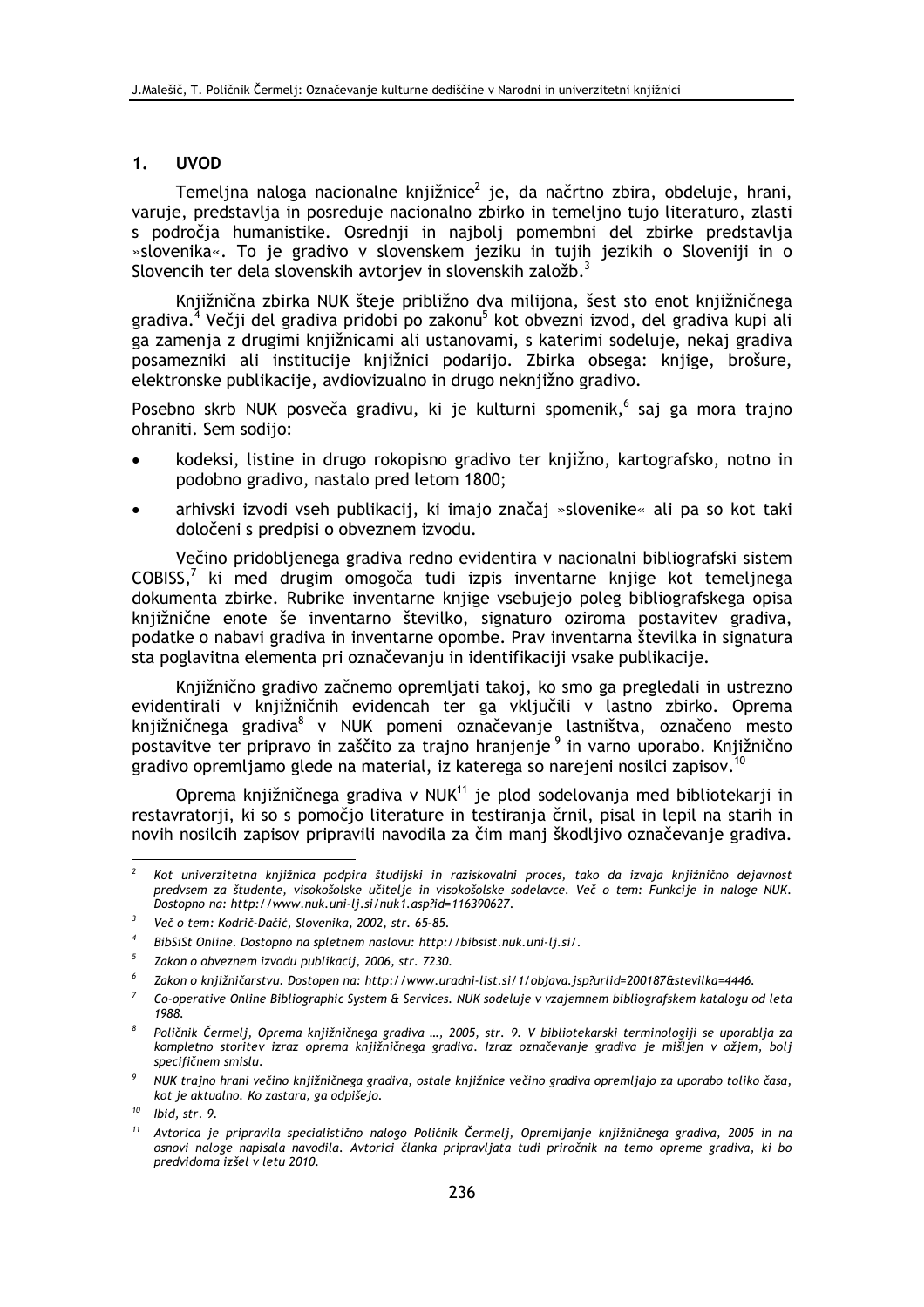## 1. UVOD

Temeljna naloga nacionalne knjižnice[2] je, da načrtno zbira, obdeluje, hrani, varuje, predstavlja in posreduje nacionalno zbirko in temeljno tujo literaturo, zlasti s področja humanistike. Osrednji in najbolj pomembni del zbirke predstavlja »slovenika«. To je gradivo v slovenskem jeziku in tujih jezikih o Sloveniji in o Slovencih ter dela slovenskih avtorjev in slovenskih založb.[3]

Knjižnična zbirka NUK šteje približno dva milijona, šest sto enot knjižničnega gradiva.[4] Večji del gradiva pridobi po zakonu[5] kot obvezni izvod, del gradiva kupi ali ga zamenja z drugimi knjižnicami ali ustanovami, s katerimi sodeluje, nekaj gradiva posamezniki ali institucije knjižnici podarijo. Zbirka obsega: knjige, brošure, elektronske publikacije, avdiovizualno in drugo neknjižno gradivo.

Posebno skrb NUK posveča gradivu, ki je kulturni spomenik,[6] saj ga mora trajno ohraniti. Sem sodijo:

- kodeksi, listine in drugo rokopisno gradivo ter knjižno, kartografsko, notno in podobno gradivo, nastalo pred letom 1800;
- arhivski izvodi vseh publikacij, ki imajo značaj »slovenike« ali pa so kot taki določeni s predpisi o obveznem izvodu.

Večino pridobljenega gradiva redno evidentira v nacionalni bibliografski sistem COBISS,[7] ki med drugim omogoča tudi izpis inventarne knjige kot temeljnega dokumenta zbirke. Rubrike inventarne knjige vsebujejo poleg bibliografskega opisa knjižnične enote še inventarno številko, signaturo oziroma postavitev gradiva, podatke o nabavi gradiva in inventarne opombe. Prav inventarna številka in signatura sta poglavitna elementa pri označevanju in identifikaciji vsake publikacije.

Knjižnično gradivo začnemo opremljati takoj, ko smo ga pregledali in ustrezno evidentirali v knjižničnih evidencah ter ga vključili v lastno zbirko. Oprema knjižničnega gradiva[8] v NUK pomeni označevanje lastništva, označeno mesto postavitve ter pripravo in zaščito za trajno hranjenje[9] in varno uporabo. Knjižnično gradivo opremljamo glede na material, iz katerega so narejeni nosilci zapisov.[10]

Oprema knjižničnega gradiva v NUK[11] je plod sodelovanja med bibliotekarji in restavratorji, ki so s pomočjo literature in testiranja črnil, pisal in lepil na starih in novih nosilcih zapisov pripravili navodila za čim manj škodljivo označevanje gradiva.

---

[2] *Kot univerzitetna knjižnica podpira študijski in raziskovalni proces, tako da izvaja knjižnično dejavnost predvsem za študente, visokošolske učitelje in visokošolske sodelavce. Več o tem: Funkcije in naloge NUK. Dostopno na: http://www.nuk.uni-lj.si/nuk1.asp?id=116390627.*

[3] *Več o tem: Kodrič-Dačić, Slovenika, 2002, str. 65-85.*

[4] *BibSiSt Online. Dostopno na spletnem naslovu: http://bibsist.nuk.uni-lj.si/.*

[5] *Zakon o obveznem izvodu publikacij, 2006, str. 7230.*

[6] *Zakon o knjižničarstvu. Dostopen na: http://www.uradni-list.si/1/objava.jsp?urlid=200187&stevilka=4446.*

[7] *Co-operative Online Bibliographic System & Services. NUK sodeluje v vzajemnem bibliografskem katalogu od leta 1988.*

[8] *Poličnik Čermelj, Oprema knjižničnega gradiva ..., 2005, str. 9. V bibliotekarski terminologiji se uporablja za kompletno storitev izraz oprema knjižničnega gradiva. Izraz označevanje gradiva je mišljen v ožjem, bolj specifičnem smislu.*

[9] *NUK trajno hrani večino knjižničnega gradiva, ostale knjižnice večino gradiva opremljajo za uporabo toliko časa, kot je aktualno. Ko zastara, ga odpišejo.*

[10] *Ibid, str. 9.*

[11] *Avtorica je pripravila specialistično nalogo Poličnik Čermelj, Opremljanje knjižničnega gradiva, 2005 in na osnovi naloge napisala navodila. Avtorici članka pripravljata tudi priročnik na temo opreme gradiva, ki bo predvidoma izšel v letu 2010.*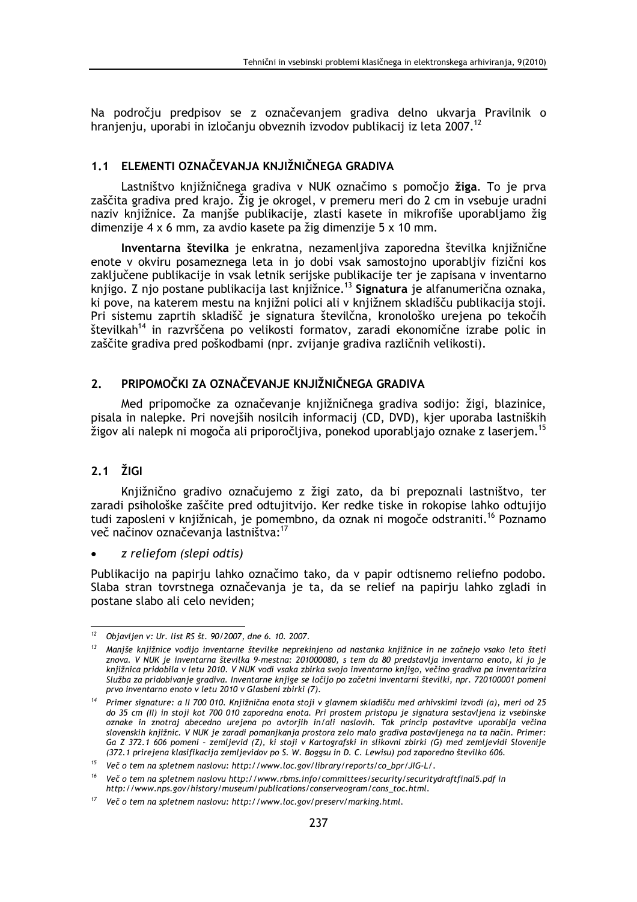Na področju predpisov se z označevanjem gradiva delno ukvarja Pravilnik o hranjenju, uporabi in izločanju obveznih izvodov publikacij iz leta 2007.[12]

## 1.1 ELEMENTI OZNAČEVANJA KNJIŽNIČNEGA GRADIVA

Lastništvo knjižničnega gradiva v NUK označimo s pomočjo **žiga**. To je prva zaščita gradiva pred krajo. Žig je okrogel, v premeru meri do 2 cm in vsebuje uradni naziv knjižnice. Za manjše publikacije, zlasti kasete in mikrofiše uporabljamo žig dimenzije 4 x 6 mm, za avdio kasete pa žig dimenzije 5 x 10 mm.

**Inventarna številka** je enkratna, nezamenljiva zaporedna številka knjižnične enote v okviru posameznega leta in jo dobi vsak samostojno uporabljiv fizični kos zaključene publikacije in vsak letnik serijske publikacije ter je zapisana v inventarno knjigo. Z njo postane publikacija last knjižnice.[13] **Signatura** je alfanumerična oznaka, ki pove, na katerem mestu na knjižni polici ali v knjižnem skladišču publikacija stoji. Pri sistemu zaprtih skladišč je signatura številčna, kronološko urejena po tekočih številkah[14] in razvrščena po velikosti formatov, zaradi ekonomične izrabe polic in zaščite gradiva pred poškodbami (npr. zvijanje gradiva različnih velikosti).

## 2. PRIPOMOČKI ZA OZNAČEVANJE KNJIŽNIČNEGA GRADIVA

Med pripomočke za označevanje knjižničnega gradiva sodijo: žigi, blazinice, pisala in nalepke. Pri novejših nosilcih informacij (CD, DVD), kjer uporaba lastniških žigov ali nalepk ni mogoča ali priporočljiva, ponekod uporabljajo oznake z laserjem.[15]

## 2.1 ŽIGI

Knjižnično gradivo označujemo z žigi zato, da bi prepoznali lastništvo, ter zaradi psihološke zaščite pred odtujitvijo. Ker redke tiske in rokopise lahko odtujijo tudi zaposleni v knjižnicah, je pomembno, da oznak ni mogoče odstraniti.[16] Poznamo več načinov označevanja lastništva:[17]

- *z reliefom (slepi odtis)*

Publikacijo na papirju lahko označimo tako, da v papir odtisnemo reliefno podobo. Slaba stran tovrstnega označevanja je ta, da se relief na papirju lahko zgladi in postane slabo ali celo neviden;

---

[12] *Objavljen v: Ur. list RS št. 90/2007, dne 6. 10. 2007.*

[13] *Manjše knjižnice vodijo inventarne številke neprekinjeno od nastanka knjižnice in ne začnejo vsako leto šteti znova. V NUK je inventarna številka 9-mestna: 201000080, s tem da 80 predstavlja inventarno enoto, ki jo je knjižnica pridobila v letu 2010. V NUK vodi vsaka zbirka svojo inventarno knjigo, večino gradiva pa inventarizira Služba za pridobivanje gradiva. Inventarne knjige se ločijo po začetni inventarni številki, npr. 720100001 pomeni prvo inventarno enoto v letu 2010 v Glasbeni zbirki (7).*

[14] *Primer signature: a II 700 010. Knjižnična enota stoji v glavnem skladišču med arhivskimi izvodi (a), meri od 25 do 35 cm (II) in stoji kot 700 010 zaporedna enota. Pri prostem pristopu je signatura sestavljena iz vsebinske oznake in znotraj abecedno urejena po avtorjih in/ali naslovih. Tak princip postavitve uporablja večina slovenskih knjižnic. V NUK je zaradi pomanjkanja prostora zelo malo gradiva postavljenega na ta način. Primer: Ga Z 372.1 606 pomeni – zemljevid (Z), ki stoji v Kartografski in slikovni zbirki (G) med zemljevidi Slovenije (372.1 prirejena klasifikacija zemljevidov po S. W. Boggsu in D. C. Lewisu) pod zaporedno številko 606.*

[15] *Več o tem na spletnem naslovu: http://www.loc.gov/library/reports/co_bpr/JIG-L/.*

[16] *Več o tem na spletnem naslovu http://www.rbms.info/committees/security/securitydraftfinal5.pdf in http://www.nps.gov/history/museum/publications/conserveogram/cons_toc.html.*

[17] *Več o tem na spletnem naslovu: http://www.loc.gov/preserv/marking.html.*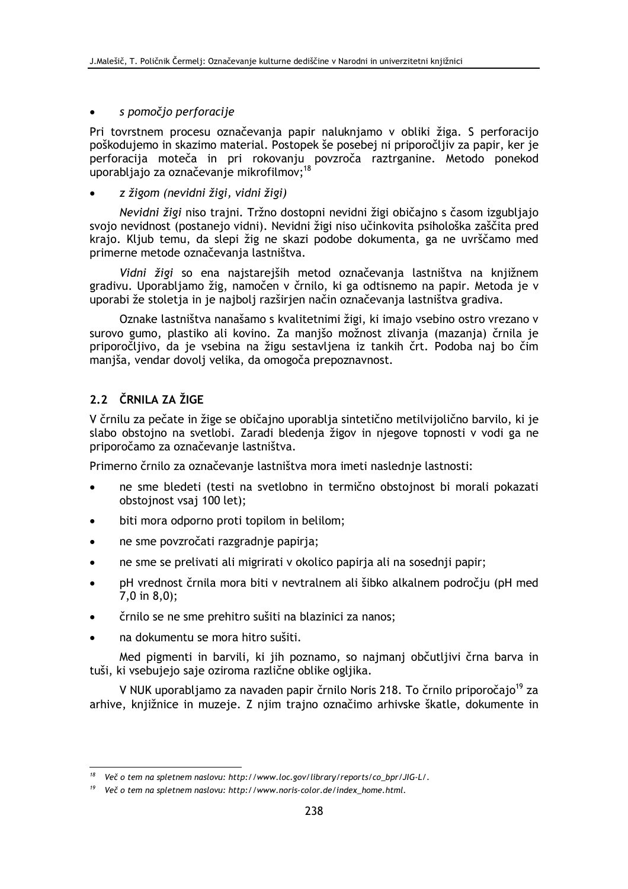- *s pomočjo perforacije*

Pri tovrstnem procesu označevanja papir naluknjamo v obliki žiga. S perforacijo poškodujemo in skazimo material. Postopek še posebej ni priporočljiv za papir, ker je perforacija moteča in pri rokovanju povzroča raztrganine. Metodo ponekod uporabljajo za označevanje mikrofilmov;[18]

- *z žigom (nevidni žigi, vidni žigi)*

*Nevidni žigi* niso trajni. Tržno dostopni nevidni žigi običajno s časom izgubljajo svojo nevidnost (postanejo vidni). Nevidni žigi niso učinkovita psihološka zaščita pred krajo. Kljub temu, da slepi žig ne skazi podobe dokumenta, ga ne uvrščamo med primerne metode označevanja lastništva.

*Vidni žigi* so ena najstarejših metod označevanja lastništva na knjižnem gradivu. Uporabljamo žig, namočen v črnilo, ki ga odtisnemo na papir. Metoda je v uporabi že stoletja in je najbolj razširjen način označevanja lastništva gradiva.

Oznake lastništva nanašamo s kvalitetnimi žigi, ki imajo vsebino ostro vrezano v surovo gumo, plastiko ali kovino. Za manjšo možnost zlivanja (mazanja) črnila je priporočljivo, da je vsebina na žigu sestavljena iz tankih črt. Podoba naj bo čim manjša, vendar dovolj velika, da omogoča prepoznavnost.

## 2.2 ČRNILA ZA ŽIGE

V črnilu za pečate in žige se običajno uporablja sintetično metilvijolično barvilo, ki je slabo obstojno na svetlobi. Zaradi bledenja žigov in njegove topnosti v vodi ga ne priporočamo za označevanje lastništva.

Primerno črnilo za označevanje lastništva mora imeti naslednje lastnosti:

- ne sme bledeti (testi na svetlobno in termično obstojnost bi morali pokazati obstojnost vsaj 100 let);
- biti mora odporno proti topilom in belilom;
- ne sme povzročati razgradnje papirja;
- ne sme se prelivati ali migrirati v okolico papirja ali na sosednji papir;
- pH vrednost črnila mora biti v nevtralnem ali šibko alkalnem področju (pH med 7,0 in 8,0);
- črnilo se ne sme prehitro sušiti na blazinici za nanos;
- na dokumentu se mora hitro sušiti.

Med pigmenti in barvili, ki jih poznamo, so najmanj občutljivi črna barva in tuši, ki vsebujejo saje oziroma različne oblike ogljika.

V NUK uporabljamo za navaden papir črnilo Noris 218. To črnilo priporočajo[19] za arhive, knjižnice in muzeje. Z njim trajno označimo arhivske škatle, dokumente in

---

[18] *Več o tem na spletnem naslovu: http://www.loc.gov/library/reports/co_bpr/JIG-L/.*

[19] *Več o tem na spletnem naslovu: http://www.noris-color.de/index_home.html.*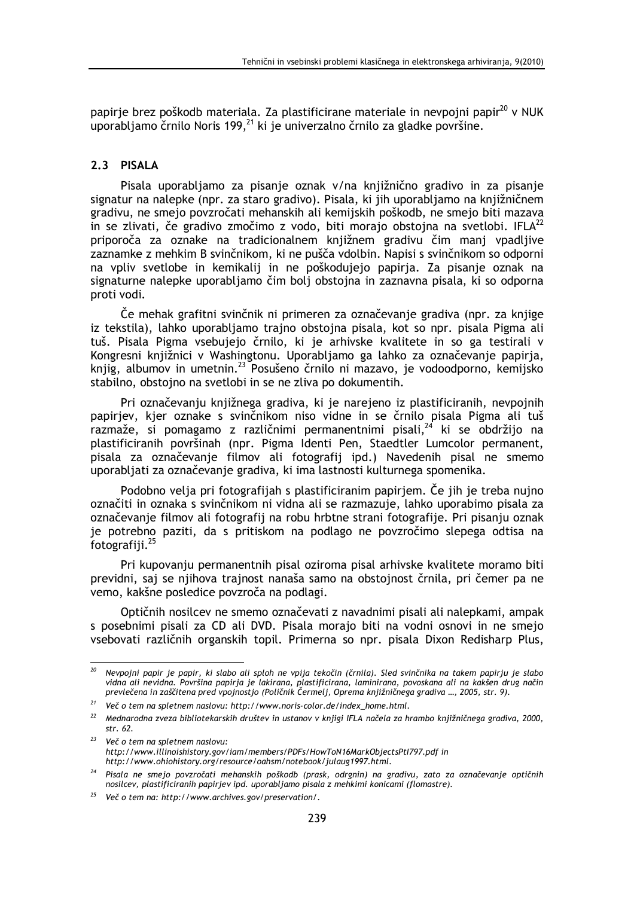papirje brez poškodb materiala. Za plastificirane materiale in nevpojni papir[20] v NUK uporabljamo črnilo Noris 199,[21] ki je univerzalno črnilo za gladke površine.

## 2.3 PISALA

Pisala uporabljamo za pisanje oznak v/na knjižnično gradivo in za pisanje signatur na nalepke (npr. za staro gradivo). Pisala, ki jih uporabljamo na knjižničnem gradivu, ne smejo povzročati mehanskih ali kemijskih poškodb, ne smejo biti mazava in se zlivati, če gradivo zmočimo z vodo, biti morajo obstojna na svetlobi. IFLA[22] priporoča za oznake na tradicionalnem knjižnem gradivu čim manj vpadljive zaznamke z mehkim B svinčnikom, ki ne pušča vdolbin. Napisi s svinčnikom so odporni na vpliv svetlobe in kemikalij in ne poškodujejo papirja. Za pisanje oznak na signaturne nalepke uporabljamo čim bolj obstojna in zaznavna pisala, ki so odporna proti vodi.

Če mehak grafitni svinčnik ni primeren za označevanje gradiva (npr. za knjige iz tekstila), lahko uporabljamo trajno obstojna pisala, kot so npr. pisala Pigma ali tuš. Pisala Pigma vsebujejo črnilo, ki je arhivske kvalitete in so ga testirali v Kongresni knjižnici v Washingtonu. Uporabljamo ga lahko za označevanje papirja, knjig, albumov in umetnin.[23] Posušeno črnilo ni mazavo, je vodoodporno, kemijsko stabilno, obstojno na svetlobi in se ne zliva po dokumentih.

Pri označevanju knjižnega gradiva, ki je narejeno iz plastificiranih, nevpojnih papirjev, kjer oznake s svinčnikom niso vidne in se črnilo pisala Pigma ali tuš razmaže, si pomagamo z različnimi permanentnimi pisali,[24] ki se obdržijo na plastificiranih površinah (npr. Pigma Identi Pen, Staedtler Lumcolor permanent, pisala za označevanje filmov ali fotografij ipd.) Navedenih pisal ne smemo uporabljati za označevanje gradiva, ki ima lastnosti kulturnega spomenika.

Podobno velja pri fotografijah s plastificiranim papirjem. Če jih je treba nujno označiti in oznaka s svinčnikom ni vidna ali se razmazuje, lahko uporabimo pisala za označevanje filmov ali fotografij na robu hrbtne strani fotografije. Pri pisanju oznak je potrebno paziti, da s pritiskom na podlago ne povzročimo slepega odtisa na fotografiji.[25]

Pri kupovanju permanentnih pisal oziroma pisal arhivske kvalitete moramo biti previdni, saj se njihova trajnost nanaša samo na obstojnost črnila, pri čemer pa ne vemo, kakšne posledice povzroča na podlagi.

Optičnih nosilcev ne smemo označevati z navadnimi pisali ali nalepkami, ampak s posebnimi pisali za CD ali DVD. Pisala morajo biti na vodni osnovi in ne smejo vsebovati različnih organskih topil. Primerna so npr. pisala Dixon Redisharp Plus,

---

[20] *Nevpojni papir je papir, ki slabo ali sploh ne vpija tekočin (črnila). Sled svinčnika na takem papirju je slabo vidna ali nevidna. Površina papirja je lakirana, plastificirana, laminirana, povoskana ali na kakšen drug način prevlečena in zaščitena pred vpojnostjo (Poličnik Čermelj, Oprema knjižničnega gradiva …, 2005, str. 9).*

[21] *Več o tem na spletnem naslovu: http://www.noris-color.de/index_home.html.*

[22] *Mednarodna zveza bibliotekarskih društev in ustanov v knjigi IFLA načela za hrambo knjižničnega gradiva, 2000, str. 62.*

[23] *Več o tem na spletnem naslovu: http://www.illinoishistory.gov/iam/members/PDFs/HowToN16MarkObjectsPtl797.pdf in http://www.ohiohistory.org/resource/oahsm/notebook/julaug1997.html.*

[24] *Pisala ne smejo povzročati mehanskih poškodb (prask, odrgnin) na gradivu, zato za označevanje optičnih nosilcev, plastificiranih papirjev ipd. uporabljamo pisala z mehkimi konicami (flomastre).*

[25] *Več o tem na: http://www.archives.gov/preservation/.*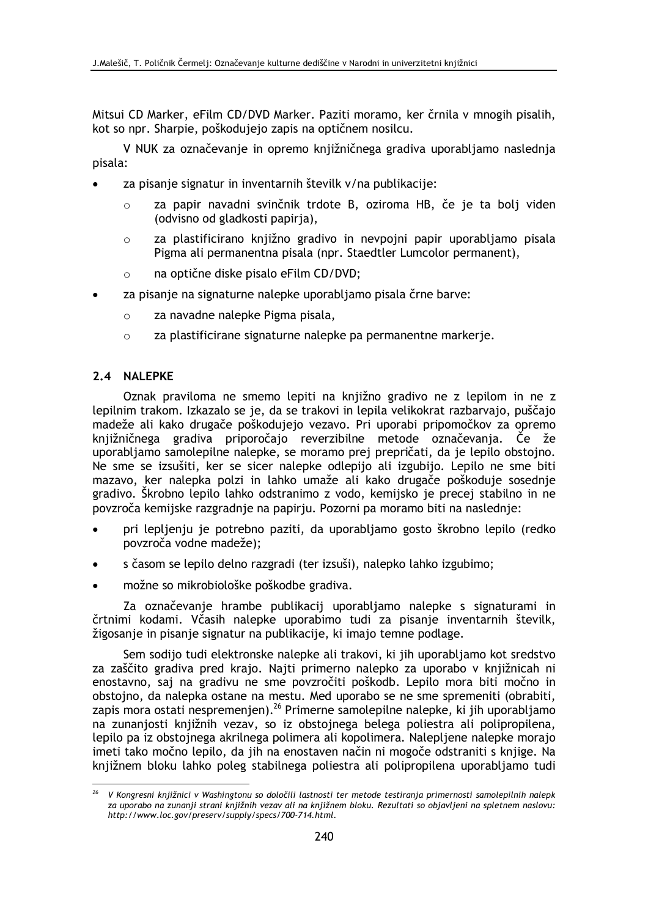Mitsui CD Marker, eFilm CD/DVD Marker. Paziti moramo, ker črnila v mnogih pisalih, kot so npr. Sharpie, poškodujejo zapis na optičnem nosilcu.

V NUK za označevanje in opremo knjižničnega gradiva uporabljamo naslednja pisala:

- za pisanje signatur in inventarnih številk v/na publikacije:
    - za papir navadni svinčnik trdote B, oziroma HB, če je ta bolj viden (odvisno od gladkosti papirja),
    - za plastificirano knjižno gradivo in nevpojni papir uporabljamo pisala Pigma ali permanentna pisala (npr. Staedtler Lumcolor permanent),
    - na optične diske pisalo eFilm CD/DVD;
- za pisanje na signaturne nalepke uporabljamo pisala črne barve:
    - za navadne nalepke Pigma pisala,
    - za plastificirane signaturne nalepke pa permanentne markerje.

## 2.4 NALEPKE

Oznak praviloma ne smemo lepiti na knjižno gradivo ne z lepilom in ne z lepilnim trakom. Izkazalo se je, da se trakovi in lepila velikokrat razbarvajo, puščajo madeže ali kako drugače poškodujejo vezavo. Pri uporabi pripomočkov za opremo knjižničnega gradiva priporočajo reverzibilne metode označevanja. Če že uporabljamo samolepilne nalepke, se moramo prej prepričati, da je lepilo obstojno. Ne sme se izsušiti, ker se sicer nalepke odlepijo ali izgubijo. Lepilo ne sme biti mazavo, ker nalepka polzi in lahko umaže ali kako drugače poškoduje sosednje gradivo. Škrobno lepilo lahko odstranimo z vodo, kemijsko je precej stabilno in ne povzroča kemijske razgradnje na papirju. Pozorni pa moramo biti na naslednje:

- pri lepljenju je potrebno paziti, da uporabljamo gosto škrobno lepilo (redko povzroča vodne madeže);
- s časom se lepilo delno razgradi (ter izsuši), nalepko lahko izgubimo;
- možne so mikrobiološke poškodbe gradiva.

Za označevanje hrambe publikacij uporabljamo nalepke s signaturami in črtnimi kodami. Včasih nalepke uporabimo tudi za pisanje inventarnih številk, žigosanje in pisanje signatur na publikacije, ki imajo temne podlage.

Sem sodijo tudi elektronske nalepke ali trakovi, ki jih uporabljamo kot sredstvo za zaščito gradiva pred krajo. Najti primerno nalepko za uporabo v knjižnicah ni enostavno, saj na gradivu ne sme povzročiti poškodb. Lepilo mora biti močno in obstojno, da nalepka ostane na mestu. Med uporabo se ne sme spremeniti (obrabiti, zapis mora ostati nespremenjen).[26] Primerne samolepilne nalepke, ki jih uporabljamo na zunanjosti knjižnih vezav, so iz obstojnega belega poliestra ali polipropilena, lepilo pa iz obstojnega akrilnega polimera ali kopolimera. Nalepljene nalepke morajo imeti tako močno lepilo, da jih na enostaven način ni mogoče odstraniti s knjige. Na knjižnem bloku lahko poleg stabilnega poliestra ali polipropilena uporabljamo tudi

[26] *V Kongresni knjižnici v Washingtonu so določili lastnosti ter metode testiranja primernosti samolepilnih nalepk za uporabo na zunanji strani knjižnih vezav ali na knjižnem bloku. Rezultati so objavljeni na spletnem naslovu: http://www.loc.gov/preserv/supply/specs/700-714.html.*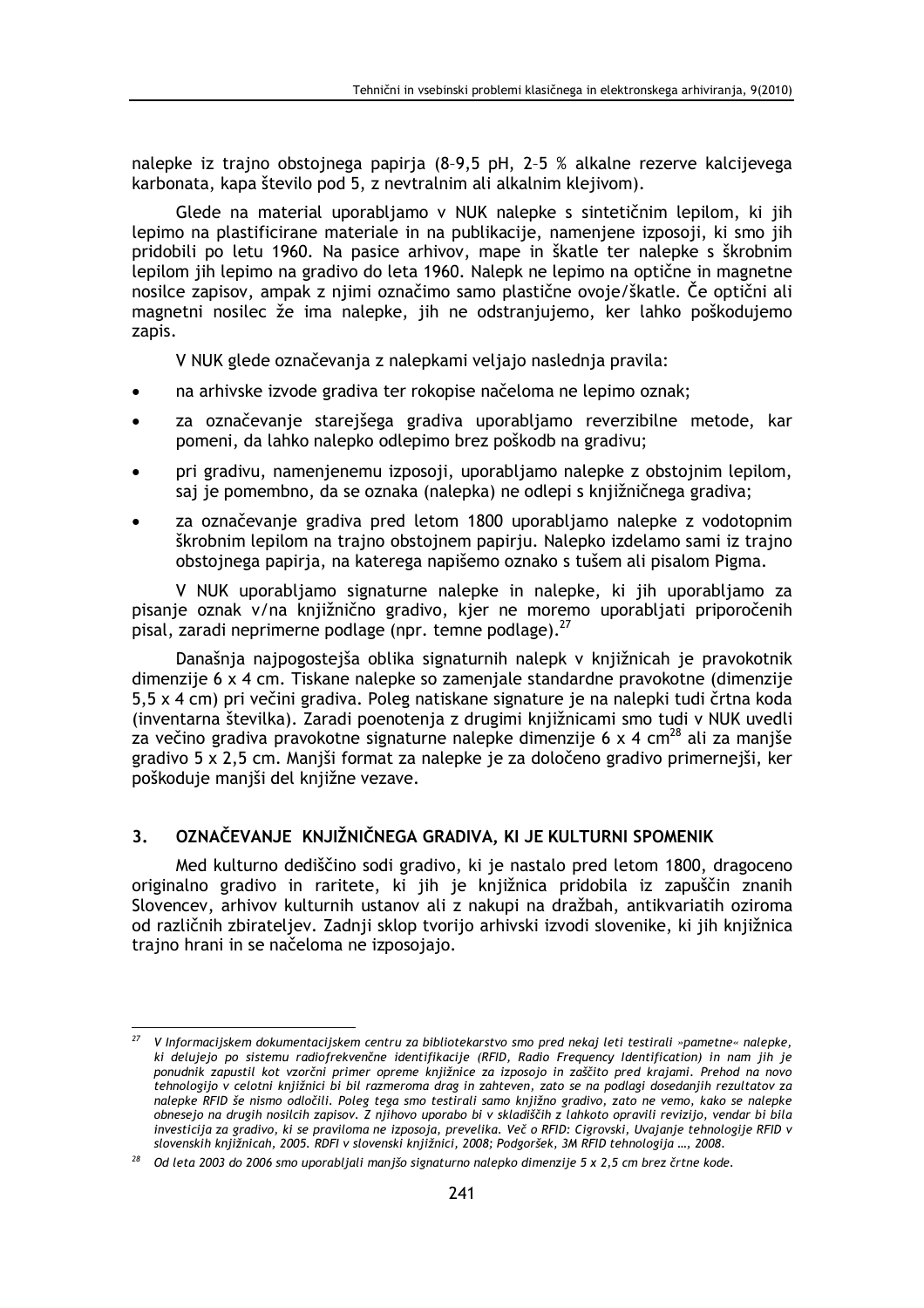nalepke iz trajno obstojnega papirja (8–9,5 pH, 2–5 % alkalne rezerve kalcijevega karbonata, kapa število pod 5, z nevtralnim ali alkalnim klejivom).

Glede na material uporabljamo v NUK nalepke s sintetičnim lepilom, ki jih lepimo na plastificirane materiale in na publikacije, namenjene izposoji, ki smo jih pridobili po letu 1960. Na pasice arhivov, mape in škatle ter nalepke s škrobnim lepilom jih lepimo na gradivo do leta 1960. Nalepk ne lepimo na optične in magnetne nosilce zapisov, ampak z njimi označimo samo plastične ovoje/škatle. Če optični ali magnetni nosilec že ima nalepke, jih ne odstranjujemo, ker lahko poškodujemo zapis.

V NUK glede označevanja z nalepkami veljajo naslednja pravila:

- na arhivske izvode gradiva ter rokopise načeloma ne lepimo oznak;
- za označevanje starejšega gradiva uporabljamo reverzibilne metode, kar pomeni, da lahko nalepko odlepimo brez poškodb na gradivu;
- pri gradivu, namenjenemu izposoji, uporabljamo nalepke z obstojnim lepilom, saj je pomembno, da se oznaka (nalepka) ne odlepi s knjižničnega gradiva;
- za označevanje gradiva pred letom 1800 uporabljamo nalepke z vodotopnim škrobnim lepilom na trajno obstojnem papirju. Nalepko izdelamo sami iz trajno obstojnega papirja, na katerega napišemo oznako s tušem ali pisalom Pigma.

V NUK uporabljamo signaturne nalepke in nalepke, ki jih uporabljamo za pisanje oznak v/na knjižnično gradivo, kjer ne moremo uporabljati priporočenih pisal, zaradi neprimerne podlage (npr. temne podlage).[27]

Današnja najpogostejša oblika signaturnih nalepk v knjižnicah je pravokotnik dimenzije 6 x 4 cm. Tiskane nalepke so zamenjale standardne pravokotne (dimenzije 5,5 x 4 cm) pri večini gradiva. Poleg natiskane signature je na nalepki tudi črtna koda (inventarna številka). Zaradi poenotenja z drugimi knjižnicami smo tudi v NUK uvedli za večino gradiva pravokotne signaturne nalepke dimenzije 6 x 4 cm[28] ali za manjše gradivo 5 x 2,5 cm. Manjši format za nalepke je za določeno gradivo primernejši, ker poškoduje manjši del knjižne vezave.

## 3. OZNAČEVANJE KNJIŽNIČNEGA GRADIVA, KI JE KULTURNI SPOMENIK

Med kulturno dediščino sodi gradivo, ki je nastalo pred letom 1800, dragoceno originalno gradivo in raritete, ki jih je knjižnica pridobila iz zapuščin znanih Slovencev, arhivov kulturnih ustanov ali z nakupi na dražbah, antikvariatih oziroma od različnih zbirateljev. Zadnji sklop tvorijo arhivski izvodi slovenike, ki jih knjižnica trajno hrani in se načeloma ne izposojajo.

---

[27] *V Informacijskem dokumentacijskem centru za bibliotekarstvo smo pred nekaj leti testirali »pametne« nalepke, ki delujejo po sistemu radiofrekvenčne identifikacije (RFID, Radio Frequency Identification) in nam jih je ponudnik zapustil kot vzorčni primer opreme knjižnice za izposojo in zaščito pred krajami. Prehod na novo tehnologijo v celotni knjižnici bi bil razmeroma drag in zahteven, zato se na podlagi dosedanjih rezultatov za nalepke RFID še nismo odločili. Poleg tega smo testirali samo knjižno gradivo, zato ne vemo, kako se nalepke obnesejo na drugih nosilcih zapisov. Z njihovo uporabo bi v skladiščih z lahkoto opravili revizijo, vendar bi bila investicija za gradivo, ki se praviloma ne izposoja, prevelika. Več o RFID: Cigrovski, Uvajanje tehnologije RFID v slovenskih knjižnicah, 2005. RDFI v slovenski knjižnici, 2008; Podgoršek, 3M RFID tehnologija …, 2008.*

[28] *Od leta 2003 do 2006 smo uporabljali manjšo signaturno nalepko dimenzije 5 x 2,5 cm brez črtne kode.*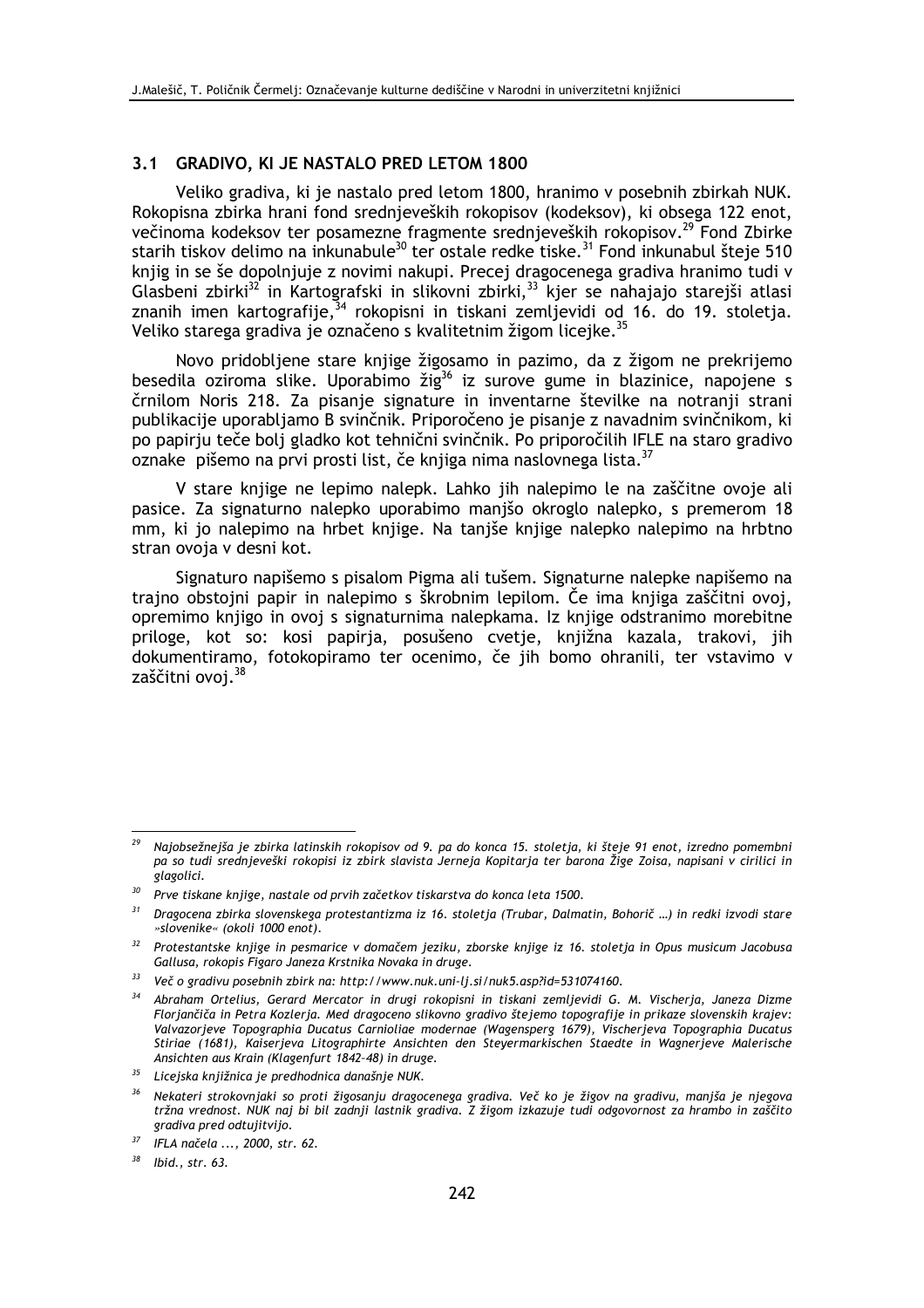### 3.1 GRADIVO, KI JE NASTALO PRED LETOM 1800

Veliko gradiva, ki je nastalo pred letom 1800, hranimo v posebnih zbirkah NUK. Rokopisna zbirka hrani fond srednjeveških rokopisov (kodeksov), ki obsega 122 enot, večinoma kodeksov ter posamezne fragmente srednjeveških rokopisov.[29] Fond Zbirke starih tiskov delimo na inkunabule[30] ter ostale redke tiske.[31] Fond inkunabul šteje 510 knjig in se še dopolnjuje z novimi nakupi. Precej dragocenega gradiva hranimo tudi v Glasbeni zbirki[32] in Kartografski in slikovni zbirki,[33] kjer se nahajajo starejši atlasi znanih imen kartografije,[34] rokopisni in tiskani zemljevidi od 16. do 19. stoletja. Veliko starega gradiva je označeno s kvalitetnim žigom licejke.[35]

Novo pridobljene stare knjige žigosamo in pazimo, da z žigom ne prekrijemo besedila oziroma slike. Uporabimo žig[36] iz surove gume in blazinice, napojene s črnilom Noris 218. Za pisanje signature in inventarne številke na notranji strani publikacije uporabljamo B svinčnik. Priporočeno je pisanje z navadnim svinčnikom, ki po papirju teče bolj gladko kot tehnični svinčnik. Po priporočilih IFLE na staro gradivo oznake pišemo na prvi prosti list, če knjiga nima naslovnega lista.[37]

V stare knjige ne lepimo nalepk. Lahko jih nalepimo le na zaščitne ovoje ali pasice. Za signaturno nalepko uporabimo manjšo okroglo nalepko, s premerom 18 mm, ki jo nalepimo na hrbet knjige. Na tanjše knjige nalepko nalepimo na hrbtno stran ovoja v desni kot.

Signaturo napišemo s pisalom Pigma ali tušem. Signaturne nalepke napišemo na trajno obstojni papir in nalepimo s škrobnim lepilom. Če ima knjiga zaščitni ovoj, opremimo knjigo in ovoj s signaturnima nalepkama. Iz knjige odstranimo morebitne priloge, kot so: kosi papirja, posušeno cvetje, knjižna kazala, trakovi, jih dokumentiramo, fotokopiramo ter ocenimo, če jih bomo ohranili, ter vstavimo v zaščitni ovoj.[38]

---

[29] *Najobsežnejša je zbirka latinskih rokopisov od 9. pa do konca 15. stoletja, ki šteje 91 enot, izredno pomembni pa so tudi srednjeveški rokopisi iz zbirk slavista Jerneja Kopitarja ter barona Žige Zoisa, napisani v cirilici in glagolici.*

[30] *Prve tiskane knjige, nastale od prvih začetkov tiskarstva do konca leta 1500.*

[31] *Dragocena zbirka slovenskega protestantizma iz 16. stoletja (Trubar, Dalmatin, Bohorič …) in redki izvodi stare »slovenike« (okoli 1000 enot).*

[32] *Protestantske knjige in pesmarice v domačem jeziku, zborske knjige iz 16. stoletja in Opus musicum Jacobusa Gallusa, rokopis Figaro Janeza Krstnika Novaka in druge.*

[33] *Več o gradivu posebnih zbirk na: http://www.nuk.uni-lj.si/nuk5.asp?id=531074160.*

[34] *Abraham Ortelius, Gerard Mercator in drugi rokopisni in tiskani zemljevidi G. M. Vischerja, Janeza Dizme Florjančiča in Petra Kozlerja. Med dragoceno slikovno gradivo štejemo topografije in prikaze slovenskih krajev: Valvazorjeve Topographia Ducatus Carnioliae modernae (Wagensperg 1679), Vischerjeva Topographia Ducatus Stiriae (1681), Kaiserjeva Litographirte Ansichten den Steyermarkischen Staedte in Wagnerjeve Malerische Ansichten aus Krain (Klagenfurt 1842–48) in druge.*

[35] *Licejska knjižnica je predhodnica današnje NUK.*

[36] *Nekateri strokovnjaki so proti žigosanju dragocenega gradiva. Več ko je žigov na gradivu, manjša je njegova tržna vrednost. NUK naj bi bil zadnji lastnik gradiva. Z žigom izkazuje tudi odgovornost za hrambo in zaščito gradiva pred odtujitvijo.*

[37] *IFLA načela ..., 2000, str. 62.*

[38] *Ibid., str. 63.*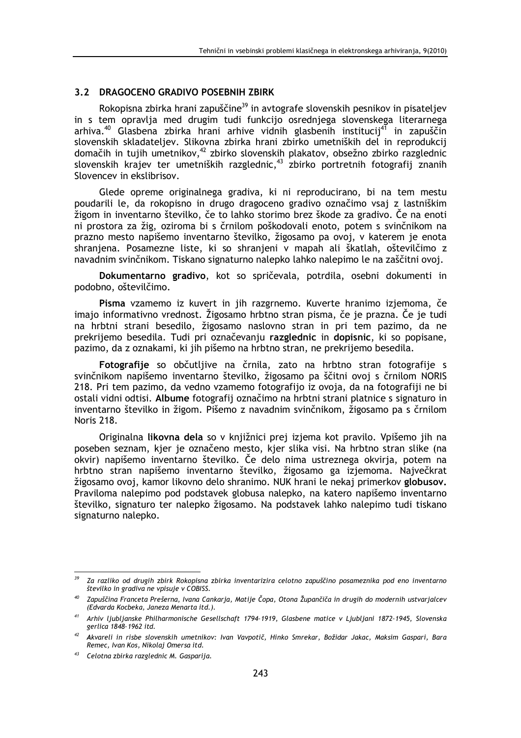## 3.2 DRAGOCENO GRADIVO POSEBNIH ZBIRK

Rokopisna zbirka hrani zapuščine[39] in avtografe slovenskih pesnikov in pisateljev in s tem opravlja med drugim tudi funkcijo osrednjega slovenskega literarnega arhiva.[40] Glasbena zbirka hrani arhive vidnih glasbenih institucij[41] in zapuščin slovenskih skladateljev. Slikovna zbirka hrani zbirko umetniških del in reprodukcij domačih in tujih umetnikov,[42] zbirko slovenskih plakatov, obsežno zbirko razglednic slovenskih krajev ter umetniških razglednic,[43] zbirko portretnih fotografij znanih Slovencev in ekslibrisov.

Glede opreme originalnega gradiva, ki ni reproducirano, bi na tem mestu poudarili le, da rokopisno in drugo dragoceno gradivo označimo vsaj z lastniškim žigom in inventarno številko, če to lahko storimo brez škode za gradivo. Če na enoti ni prostora za žig, oziroma bi s črnilom poškodovali enoto, potem s svinčnikom na prazno mesto napišemo inventarno številko, žigosamo pa ovoj, v katerem je enota shranjena. Posamezne liste, ki so shranjeni v mapah ali škatlah, oštevilčimo z navadnim svinčnikom. Tiskano signaturno nalepko lahko nalepimo le na zaščitni ovoj.

**Dokumentarno gradivo**, kot so spričevala, potrdila, osebni dokumenti in podobno, oštevilčimo.

**Pisma** vzamemo iz kuvert in jih razgrnemo. Kuverte hranimo izjemoma, če imajo informativno vrednost. Žigosamo hrbtno stran pisma, če je prazna. Če je tudi na hrbtni strani besedilo, žigosamo naslovno stran in pri tem pazimo, da ne prekrijemo besedila. Tudi pri označevanju **razglednic** in **dopisnic**, ki so popisane, pazimo, da z oznakami, ki jih pišemo na hrbtno stran, ne prekrijemo besedila.

**Fotografije** so občutljive na črnila, zato na hrbtno stran fotografije s svinčnikom napišemo inventarno številko, žigosamo pa ščitni ovoj s črnilom NORIS 218. Pri tem pazimo, da vedno vzamemo fotografijo iz ovoja, da na fotografiji ne bi ostali vidni odtisi. **Albume** fotografij označimo na hrbtni strani platnice s signaturo in inventarno številko in žigom. Pišemo z navadnim svinčnikom, žigosamo pa s črnilom Noris 218.

Originalna **likovna dela** so v knjižnici prej izjema kot pravilo. Vpišemo jih na poseben seznam, kjer je označeno mesto, kjer slika visi. Na hrbtno stran slike (na okvir) napišemo inventarno številko. Če delo nima ustreznega okvirja, potem na hrbtno stran napišemo inventarno številko, žigosamo ga izjemoma. Največkrat žigosamo ovoj, kamor likovno delo shranimo. NUK hrani le nekaj primerkov **globusov.** Praviloma nalepimo pod podstavek globusa nalepko, na katero napišemo inventarno številko, signaturo ter nalepko žigosamo. Na podstavek lahko nalepimo tudi tiskano signaturno nalepko.

---

[39] *Za razliko od drugih zbirk Rokopisna zbirka inventarizira celotno zapuščino posameznika pod eno inventarno številko in gradiva ne vpisuje v COBISS.*

[40] *Zapuščina Franceta Prešerna, Ivana Cankarja, Matije Čopa, Otona Župančiča in drugih do modernih ustvarjalcev (Edvarda Kocbeka, Janeza Menarta itd.).*

[41] *Arhiv ljubljanske Philharmonische Gesellschaft 1794–1919, Glasbene matice v Ljubljani 1872–1945, Slovenska gerlica 1848–1962 itd.*

[42] *Akvareli in risbe slovenskih umetnikov: Ivan Vavpotič, Hinko Smrekar, Božidar Jakac, Maksim Gaspari, Bara Remec, Ivan Kos, Nikolaj Omersa itd.*

[43] *Celotna zbirka razglednic M. Gasparija.*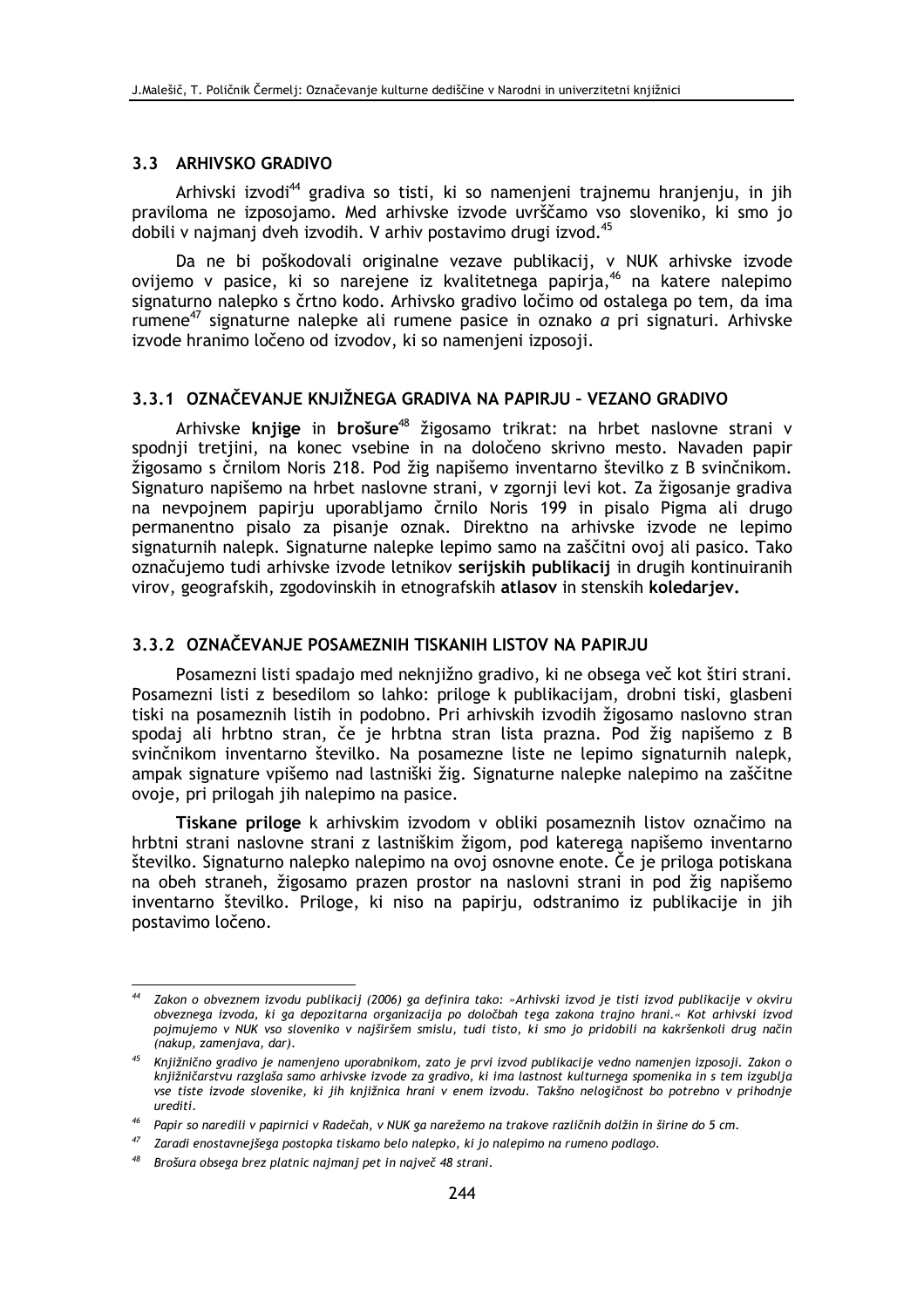### 3.3 ARHIVSKO GRADIVO

Arhivski izvodi[44] gradiva so tisti, ki so namenjeni trajnemu hranjenju, in jih praviloma ne izposojamo. Med arhivske izvode uvrščamo vso sloveniko, ki smo jo dobili v najmanj dveh izvodih. V arhiv postavimo drugi izvod.[45]

Da ne bi poškodovali originalne vezave publikacij, v NUK arhivske izvode ovijemo v pasice, ki so narejene iz kvalitetnega papirja,[46] na katere nalepimo signaturno nalepko s črtno kodo. Arhivsko gradivo ločimo od ostalega po tem, da ima rumene[47] signaturne nalepke ali rumene pasice in oznako *a* pri signaturi. Arhivske izvode hranimo ločeno od izvodov, ki so namenjeni izposoji.

#### 3.3.1 OZNAČEVANJE KNJIŽNEGA GRADIVA NA PAPIRJU – VEZANO GRADIVO

Arhivske **knjige** in **brošure**[48] žigosamo trikrat: na hrbet naslovne strani v spodnji tretjini, na konec vsebine in na določeno skrivno mesto. Navaden papir žigosamo s črnilom Noris 218. Pod žig napišemo inventarno številko z B svinčnikom. Signaturo napišemo na hrbet naslovne strani, v zgornji levi kot. Za žigosanje gradiva na nevpojnem papirju uporabljamo črnilo Noris 199 in pisalo Pigma ali drugo permanentno pisalo za pisanje oznak. Direktno na arhivske izvode ne lepimo signaturnih nalepk. Signaturne nalepke lepimo samo na zaščitni ovoj ali pasico. Tako označujemo tudi arhivske izvode letnikov **serijskih publikacij** in drugih kontinuiranih virov, geografskih, zgodovinskih in etnografskih **atlasov** in stenskih **koledarjev.**

#### 3.3.2 OZNAČEVANJE POSAMEZNIH TISKANIH LISTOV NA PAPIRJU

Posamezni listi spadajo med neknjižno gradivo, ki ne obsega več kot štiri strani. Posamezni listi z besedilom so lahko: priloge k publikacijam, drobni tiski, glasbeni tiski na posameznih listih in podobno. Pri arhivskih izvodih žigosamo naslovno stran spodaj ali hrbtno stran, če je hrbtna stran lista prazna. Pod žig napišemo z B svinčnikom inventarno številko. Na posamezne liste ne lepimo signaturnih nalepk, ampak signature vpišemo nad lastniški žig. Signaturne nalepke nalepimo na zaščitne ovoje, pri prilogah jih nalepimo na pasice.

**Tiskane priloge** k arhivskim izvodom v obliki posameznih listov označimo na hrbtni strani naslovne strani z lastniškim žigom, pod katerega napišemo inventarno številko. Signaturno nalepko nalepimo na ovoj osnovne enote. Če je priloga potiskana na obeh straneh, žigosamo prazen prostor na naslovni strani in pod žig napišemo inventarno številko. Priloge, ki niso na papirju, odstranimo iz publikacije in jih postavimo ločeno.

---

[44] *Zakon o obveznem izvodu publikacij (2006) ga definira tako: »Arhivski izvod je tisti izvod publikacije v okviru obveznega izvoda, ki ga depozitarna organizacija po določbah tega zakona trajno hrani.« Kot arhivski izvod pojmujemo v NUK vso sloveniko v najširšem smislu, tudi tisto, ki smo jo pridobili na kakršenkoli drug način (nakup, zamenjava, dar).*

[45] *Knjižnično gradivo je namenjeno uporabnikom, zato je prvi izvod publikacije vedno namenjen izposoji. Zakon o knjižničarstvu razglaša samo arhivske izvode za gradivo, ki ima lastnost kulturnega spomenika in s tem izgublja vse tiste izvode slovenike, ki jih knjižnica hrani v enem izvodu. Takšno nelogičnost bo potrebno v prihodnje urediti.*

[46] *Papir so naredili v papirnici v Radečah, v NUK ga narežemo na trakove različnih dolžin in širine do 5 cm.*

[47] *Zaradi enostavnejšega postopka tiskamo belo nalepko, ki jo nalepimo na rumeno podlago.*

[48] *Brošura obsega brez platnic najmanj pet in največ 48 strani.*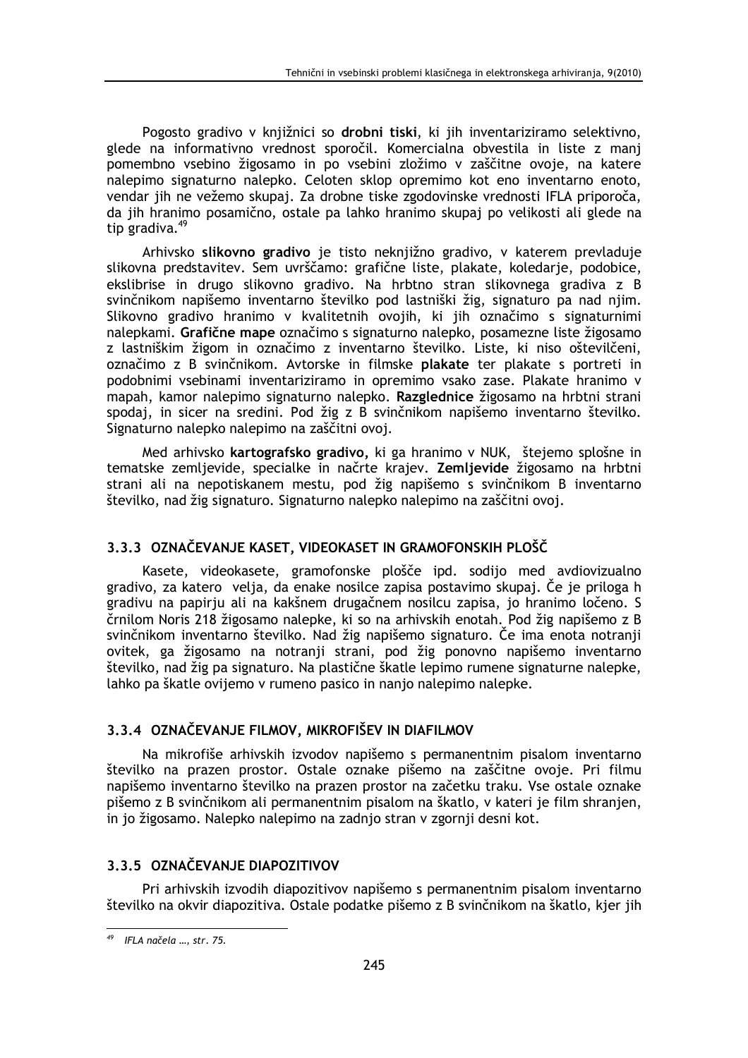Pogosto gradivo v knjižnici so **drobni tiski**, ki jih inventariziramo selektivno, glede na informativno vrednost sporočil. Komercialna obvestila in liste z manj pomembno vsebino žigosamo in po vsebini zložimo v zaščitne ovoje, na katere nalepimo signaturno nalepko. Celoten sklop opremimo kot eno inventarno enoto, vendar jih ne vežemo skupaj. Za drobne tiske zgodovinske vrednosti IFLA priporoča, da jih hranimo posamično, ostale pa lahko hranimo skupaj po velikosti ali glede na tip gradiva.[49]

Arhivsko **slikovno gradivo** je tisto neknjižno gradivo, v katerem prevladuje slikovna predstavitev. Sem uvrščamo: grafične liste, plakate, koledarje, podobice, ekslibrise in drugo slikovno gradivo. Na hrbtno stran slikovnega gradiva z B svinčnikom napišemo inventarno številko pod lastniški žig, signaturo pa nad njim. Slikovno gradivo hranimo v kvalitetnih ovojih, ki jih označimo s signaturnimi nalepkami. **Grafične mape** označimo s signaturno nalepko, posamezne liste žigosamo z lastniškim žigom in označimo z inventarno številko. Liste, ki niso oštevilčeni, označimo z B svinčnikom. Avtorske in filmske **plakate** ter plakate s portreti in podobnimi vsebinami inventariziramo in opremimo vsako zase. Plakate hranimo v mapah, kamor nalepimo signaturno nalepko. **Razglednice** žigosamo na hrbtni strani spodaj, in sicer na sredini. Pod žig z B svinčnikom napišemo inventarno številko. Signaturno nalepko nalepimo na zaščitni ovoj.

Med arhivsko **kartografsko gradivo,** ki ga hranimo v NUK, štejemo splošne in tematske zemljevide, specialke in načrte krajev. **Zemljevide** žigosamo na hrbtni strani ali na nepotiskanem mestu, pod žig napišemo s svinčnikom B inventarno številko, nad žig signaturo. Signaturno nalepko nalepimo na zaščitni ovoj.

### 3.3.3 OZNAČEVANJE KASET, VIDEOKASET IN GRAMOFONSKIH PLOŠČ

Kasete, videokasete, gramofonske plošče ipd. sodijo med avdiovizualno gradivo, za katero velja, da enake nosilce zapisa postavimo skupaj. Če je priloga h gradivu na papirju ali na kakšnem drugačnem nosilcu zapisa, jo hranimo ločeno. S črnilom Noris 218 žigosamo nalepke, ki so na arhivskih enotah. Pod žig napišemo z B svinčnikom inventarno številko. Nad žig napišemo signaturo. Če ima enota notranji ovitek, ga žigosamo na notranji strani, pod žig ponovno napišemo inventarno številko, nad žig pa signaturo. Na plastične škatle lepimo rumene signaturne nalepke, lahko pa škatle ovijemo v rumeno pasico in nanjo nalepimo nalepke.

### 3.3.4 OZNAČEVANJE FILMOV, MIKROFIŠEV IN DIAFILMOV

Na mikrofiše arhivskih izvodov napišemo s permanentnim pisalom inventarno številko na prazen prostor. Ostale oznake pišemo na zaščitne ovoje. Pri filmu napišemo inventarno številko na prazen prostor na začetku traku. Vse ostale oznake pišemo z B svinčnikom ali permanentnim pisalom na škatlo, v kateri je film shranjen, in jo žigosamo. Nalepko nalepimo na zadnjo stran v zgornji desni kot.

### 3.3.5 OZNAČEVANJE DIAPOZITIVOV

Pri arhivskih izvodih diapozitivov napišemo s permanentnim pisalom inventarno številko na okvir diapozitiva. Ostale podatke pišemo z B svinčnikom na škatlo, kjer jih

---

[49] *IFLA načela ..., str. 75.*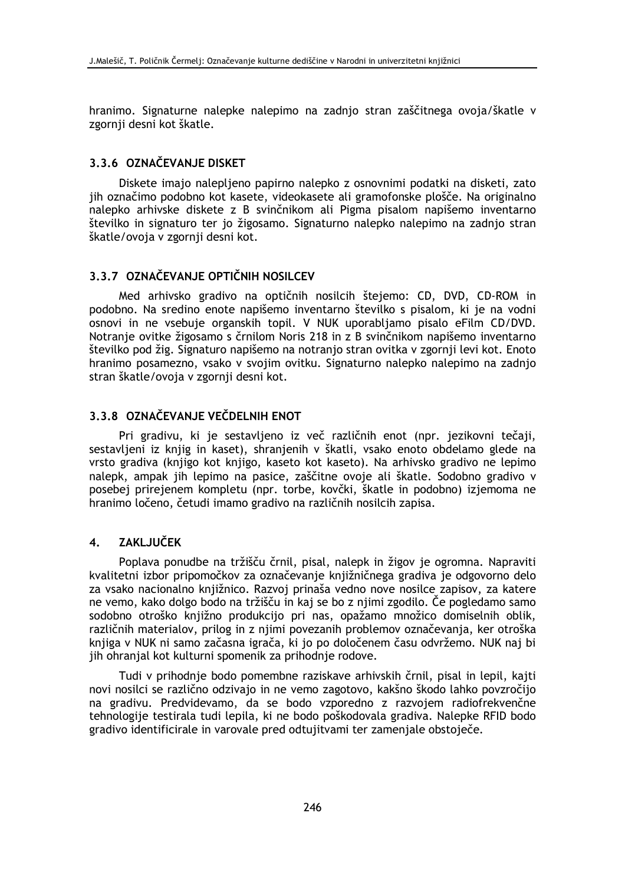hranimo. Signaturne nalepke nalepimo na zadnjo stran zaščitnega ovoja/škatle v zgornji desni kot škatle.

### 3.3.6 OZNAČEVANJE DISKET

Diskete imajo nalepljeno papirno nalepko z osnovnimi podatki na disketi, zato jih označimo podobno kot kasete, videokasete ali gramofonske plošče. Na originalno nalepko arhivske diskete z B svinčnikom ali Pigma pisalom napišemo inventarno številko in signaturo ter jo žigosamo. Signaturno nalepko nalepimo na zadnjo stran škatle/ovoja v zgornji desni kot.

### 3.3.7 OZNAČEVANJE OPTIČNIH NOSILCEV

Med arhivsko gradivo na optičnih nosilcih štejemo: CD, DVD, CD-ROM in podobno. Na sredino enote napišemo inventarno številko s pisalom, ki je na vodni osnovi in ne vsebuje organskih topil. V NUK uporabljamo pisalo eFilm CD/DVD. Notranje ovitke žigosamo s črnilom Noris 218 in z B svinčnikom napišemo inventarno številko pod žig. Signaturo napišemo na notranjo stran ovitka v zgornji levi kot. Enoto hranimo posamezno, vsako v svojim ovitku. Signaturno nalepko nalepimo na zadnjo stran škatle/ovoja v zgornji desni kot.

### 3.3.8 OZNAČEVANJE VEČDELNIH ENOT

Pri gradivu, ki je sestavljeno iz več različnih enot (npr. jezikovni tečaji, sestavljeni iz knjig in kaset), shranjenih v škatli, vsako enoto obdelamo glede na vrsto gradiva (knjigo kot knjigo, kaseto kot kaseto). Na arhivsko gradivo ne lepimo nalepk, ampak jih lepimo na pasice, zaščitne ovoje ali škatle. Sodobno gradivo v posebej prirejenem kompletu (npr. torbe, kovčki, škatle in podobno) izjemoma ne hranimo ločeno, četudi imamo gradivo na različnih nosilcih zapisa.

## 4. ZAKLJUČEK

Poplava ponudbe na tržišču črnil, pisal, nalepk in žigov je ogromna. Napraviti kvalitetni izbor pripomočkov za označevanje knjižničnega gradiva je odgovorno delo za vsako nacionalno knjižnico. Razvoj prinaša vedno nove nosilce zapisov, za katere ne vemo, kako dolgo bodo na tržišču in kaj se bo z njimi zgodilo. Če pogledamo samo sodobno otroško knjižno produkcijo pri nas, opažamo množico domiselnih oblik, različnih materialov, prilog in z njimi povezanih problemov označevanja, ker otroška knjiga v NUK ni samo začasna igrača, ki jo po določenem času odvržemo. NUK naj bi jih ohranjal kot kulturni spomenik za prihodnje rodove.

Tudi v prihodnje bodo pomembne raziskave arhivskih črnil, pisal in lepil, kajti novi nosilci se različno odzivajo in ne vemo zagotovo, kakšno škodo lahko povzročijo na gradivu. Predvidevamo, da se bodo vzporedno z razvojem radiofrekvenčne tehnologije testirala tudi lepila, ki ne bodo poškodovala gradiva. Nalepke RFID bodo gradivo identificirale in varovale pred odtujitvami ter zamenjale obstoječe.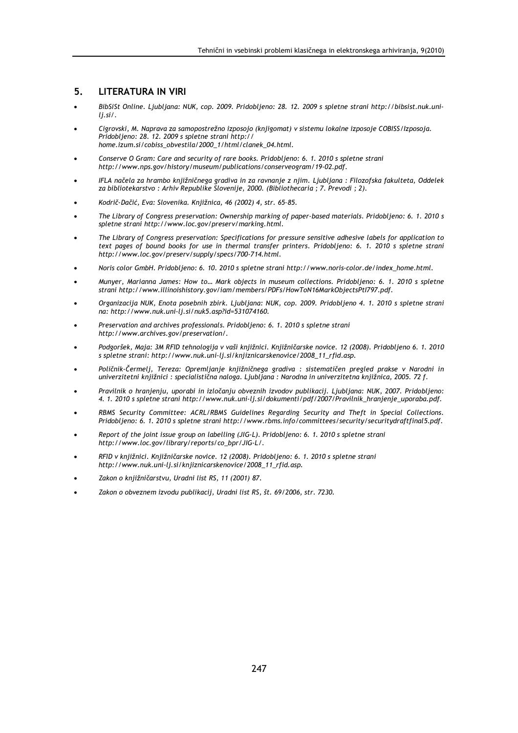## 5. LITERATURA IN VIRI

- *BibSiSt Online. Ljubljana: NUK, cop. 2009. Pridobljeno: 28. 12. 2009 s spletne strani http://bibsist.nuk.uni-lj.si/.*
- *Cigrovski, M. Naprava za samopostrežno izposojo (knjigomat) v sistemu lokalne izposoje COBISS/Izposoja. Pridobljeno: 28. 12. 2009 s spletne strani http://home.izum.si/cobiss_obvestila/2000_1/html/clanek_04.html.*
- *Conserve O Gram: Care and security of rare books. Pridobljeno: 6. 1. 2010 s spletne strani http://www.nps.gov/history/museum/publications/conserveogram/19-02.pdf.*
- *IFLA načela za hrambo knjižničnega gradiva in za ravnanje z njim. Ljubljana : Filozofska fakulteta, Oddelek za bibliotekarstvo : Arhiv Republike Slovenije, 2000. (Bibliothecaria ; 7. Prevodi ; 2).*
- *Kodrič-Dačić, Eva: Slovenika. Knjižnica, 46 (2002) 4, str. 65-85.*
- *The Library of Congress preservation: Ownership marking of paper-based materials. Pridobljeno: 6. 1. 2010 s spletne strani http://www.loc.gov/preserv/marking.html.*
- *The Library of Congress preservation: Specifications for pressure sensitive adhesive labels for application to text pages of bound books for use in thermal transfer printers. Pridobljeno: 6. 1. 2010 s spletne strani http://www.loc.gov/preserv/supply/specs/700-714.html.*
- *Noris color GmbH. Pridobljeno: 6. 10. 2010 s spletne strani http://www.noris-color.de/index_home.html.*
- *Munyer, Marianna James: How to… Mark objects in museum collections. Pridobljeno: 6. 1. 2010 s spletne strani http://www.illinoishistory.gov/iam/members/PDFs/HowToN16MarkObjectsPtl797.pdf.*
- *Organizacija NUK, Enota posebnih zbirk. Ljubljana: NUK, cop. 2009. Pridobljeno 4. 1. 2010 s spletne strani na: http://www.nuk.uni-lj.si/nuk5.asp?id=531074160.*
- *Preservation and archives professionals. Pridobljeno: 6. 1. 2010 s spletne strani http://www.archives.gov/preservation/.*
- *Podgoršek, Maja: 3M RFID tehnologija v vaši knjižnici. Knjižničarske novice. 12 (2008). Pridobljeno 6. 1. 2010 s spletne strani: http://www.nuk.uni-lj.si/knjiznicarskenovice/2008_11_rfid.asp.*
- *Poličnik-Čermelj, Tereza: Opremljanje knjižničnega gradiva : sistematičen pregled prakse v Narodni in univerzitetni knjižnici : specialistična naloga. Ljubljana : Narodna in univerzitetna knjižnica, 2005. 72 f.*
- *Pravilnik o hranjenju, uporabi in izločanju obveznih izvodov publikacij. Ljubljana: NUK, 2007. Pridobljeno: 4. 1. 2010 s spletne strani http://www.nuk.uni-lj.si/dokumenti/pdf/2007/Pravilnik_hranjenje_uporaba.pdf.*
- *RBMS Security Committee: ACRL/RBMS Guidelines Regarding Security and Theft in Special Collections. Pridobljeno: 6. 1. 2010 s spletne strani http://www.rbms.info/committees/security/securitydraftfinal5.pdf.*
- *Report of the joint issue group on labelling (JIG-L). Pridobljeno: 6. 1. 2010 s spletne strani http://www.loc.gov/library/reports/co_bpr/JIG-L/.*
- *RFID v knjižnici. Knjižničarske novice. 12 (2008). Pridobljeno: 6. 1. 2010 s spletne strani http://www.nuk.uni-lj.si/knjiznicarskenovice/2008_11_rfid.asp.*
- *Zakon o knjižničarstvu, Uradni list RS, 11 (2001) 87.*
- *Zakon o obveznem izvodu publikacij, Uradni list RS, št. 69/2006, str. 7230.*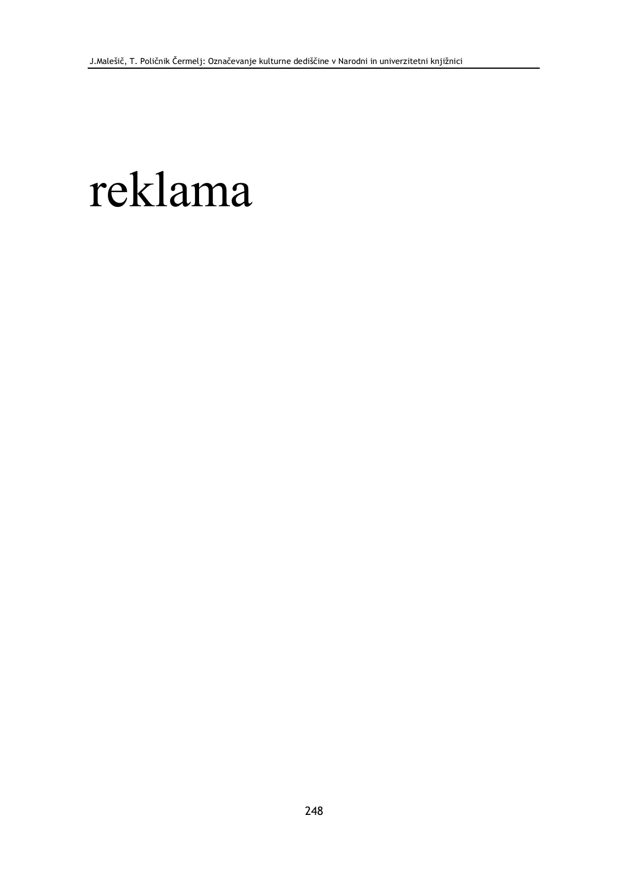reklama